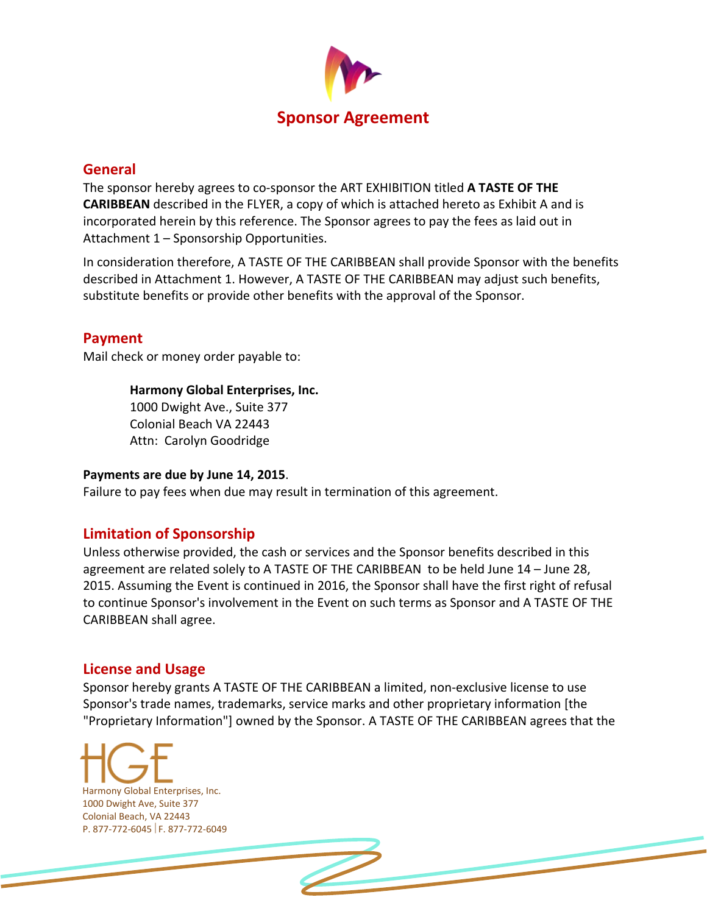# Sponsor Agreement

## General

The sponsor hereby agrees to co-sponsor the ART EXHIBITION titled **A TASTE OF THE CARIBBEAN** described in the FLYER, a copy of which is attached hereto as Exhibit A and is incorporated herein by this reference. The Sponsor agrees to pay the fees as laid out in Attachment 1 – Sponsorship Opportunities.

In consideration therefore, A TASTE OF THE CARIBBEAN shall provide Sponsor with the benefits described in Attachment 1. However, A TASTE OF THE CARIBBEAN may adjust such benefits, substitute benefits or provide other benefits with the approval of the Sponsor.

## Payment

Mail check or money order payable to:

**Harmony Global Enterprises, Inc.**
1000 Dwight Ave., Suite 377
Colonial Beach VA 22443
Attn: Carolyn Goodridge

**Payments are due by June 14, 2015**.
Failure to pay fees when due may result in termination of this agreement.

## Limitation of Sponsorship

Unless otherwise provided, the cash or services and the Sponsor benefits described in this agreement are related solely to A TASTE OF THE CARIBBEAN to be held June 14 – June 28, 2015. Assuming the Event is continued in 2016, the Sponsor shall have the first right of refusal to continue Sponsor's involvement in the Event on such terms as Sponsor and A TASTE OF THE CARIBBEAN shall agree.

## License and Usage

Sponsor hereby grants A TASTE OF THE CARIBBEAN a limited, non-exclusive license to use Sponsor's trade names, trademarks, service marks and other proprietary information [the "Proprietary Information"] owned by the Sponsor. A TASTE OF THE CARIBBEAN agrees that the

HGE
Harmony Global Enterprises, Inc.
1000 Dwight Ave, Suite 377
Colonial Beach, VA 22443
P. 877-772-6045 | F. 877-772-6049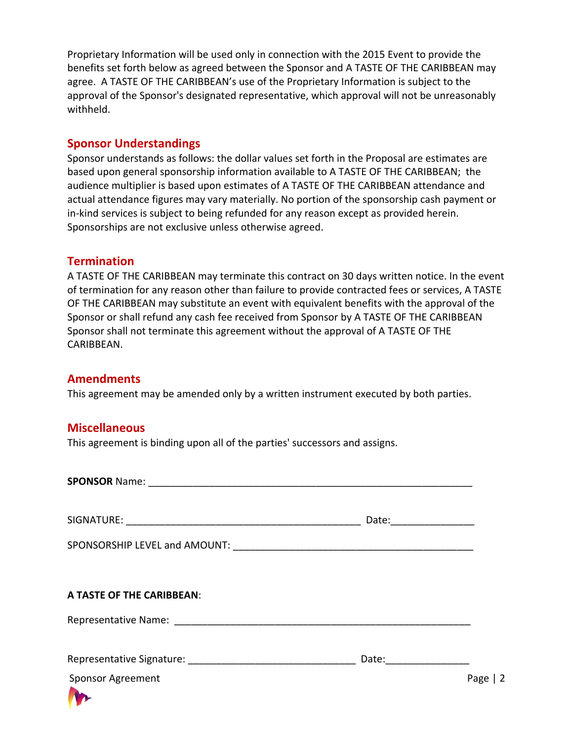Proprietary Information will be used only in connection with the 2015 Event to provide the benefits set forth below as agreed between the Sponsor and A TASTE OF THE CARIBBEAN may agree. A TASTE OF THE CARIBBEAN's use of the Proprietary Information is subject to the approval of the Sponsor's designated representative, which approval will not be unreasonably withheld.

## Sponsor Understandings

Sponsor understands as follows: the dollar values set forth in the Proposal are estimates are based upon general sponsorship information available to A TASTE OF THE CARIBBEAN; the audience multiplier is based upon estimates of A TASTE OF THE CARIBBEAN attendance and actual attendance figures may vary materially. No portion of the sponsorship cash payment or in-kind services is subject to being refunded for any reason except as provided herein. Sponsorships are not exclusive unless otherwise agreed.

## Termination

A TASTE OF THE CARIBBEAN may terminate this contract on 30 days written notice. In the event of termination for any reason other than failure to provide contracted fees or services, A TASTE OF THE CARIBBEAN may substitute an event with equivalent benefits with the approval of the Sponsor or shall refund any cash fee received from Sponsor by A TASTE OF THE CARIBBEAN Sponsor shall not terminate this agreement without the approval of A TASTE OF THE CARIBBEAN.

## Amendments

This agreement may be amended only by a written instrument executed by both parties.

## Miscellaneous

This agreement is binding upon all of the parties' successors and assigns.

**SPONSOR** Name: ____________________________________________________________

SIGNATURE: ___________________________________________ Date:_______________

SPONSORSHIP LEVEL and AMOUNT: ____________________________________________

**A TASTE OF THE CARIBBEAN**:

Representative Name: ______________________________________________________

Representative Signature: ______________________________ Date:_______________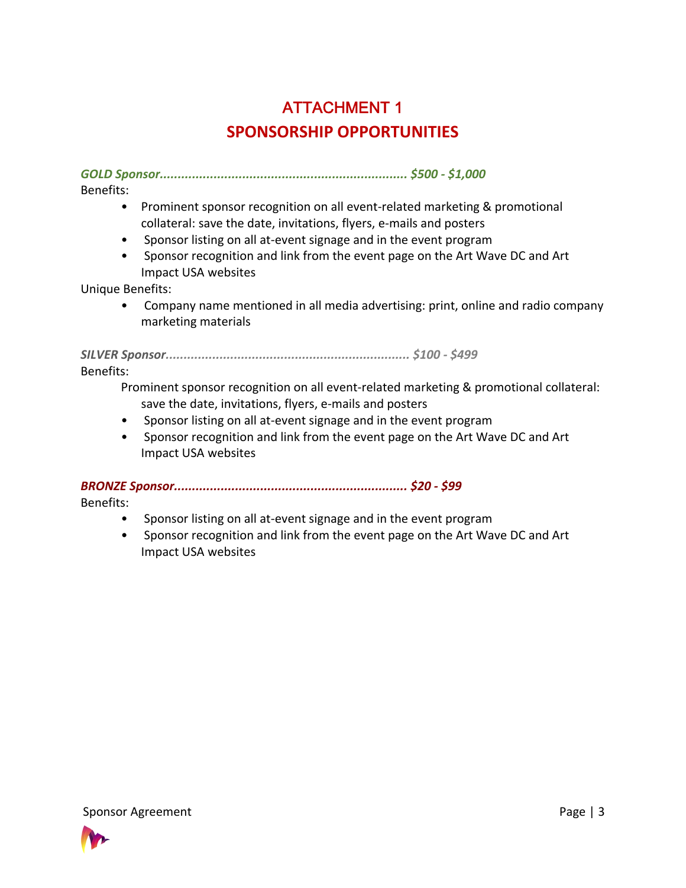# ATTACHMENT 1
# SPONSORSHIP OPPORTUNITIES

***GOLD Sponsor.................................................................... $500 - $1,000***

Benefits:

- Prominent sponsor recognition on all event-related marketing & promotional collateral: save the date, invitations, flyers, e-mails and posters
- Sponsor listing on all at-event signage and in the event program
- Sponsor recognition and link from the event page on the Art Wave DC and Art Impact USA websites

Unique Benefits:

- Company name mentioned in all media advertising: print, online and radio company marketing materials

***SILVER Sponsor.................................................................... $100 - $499***

Benefits:

Prominent sponsor recognition on all event-related marketing & promotional collateral: save the date, invitations, flyers, e-mails and posters

- Sponsor listing on all at-event signage and in the event program
- Sponsor recognition and link from the event page on the Art Wave DC and Art Impact USA websites

***BRONZE Sponsor................................................................. $20 - $99***

Benefits:

- Sponsor listing on all at-event signage and in the event program
- Sponsor recognition and link from the event page on the Art Wave DC and Art Impact USA websites